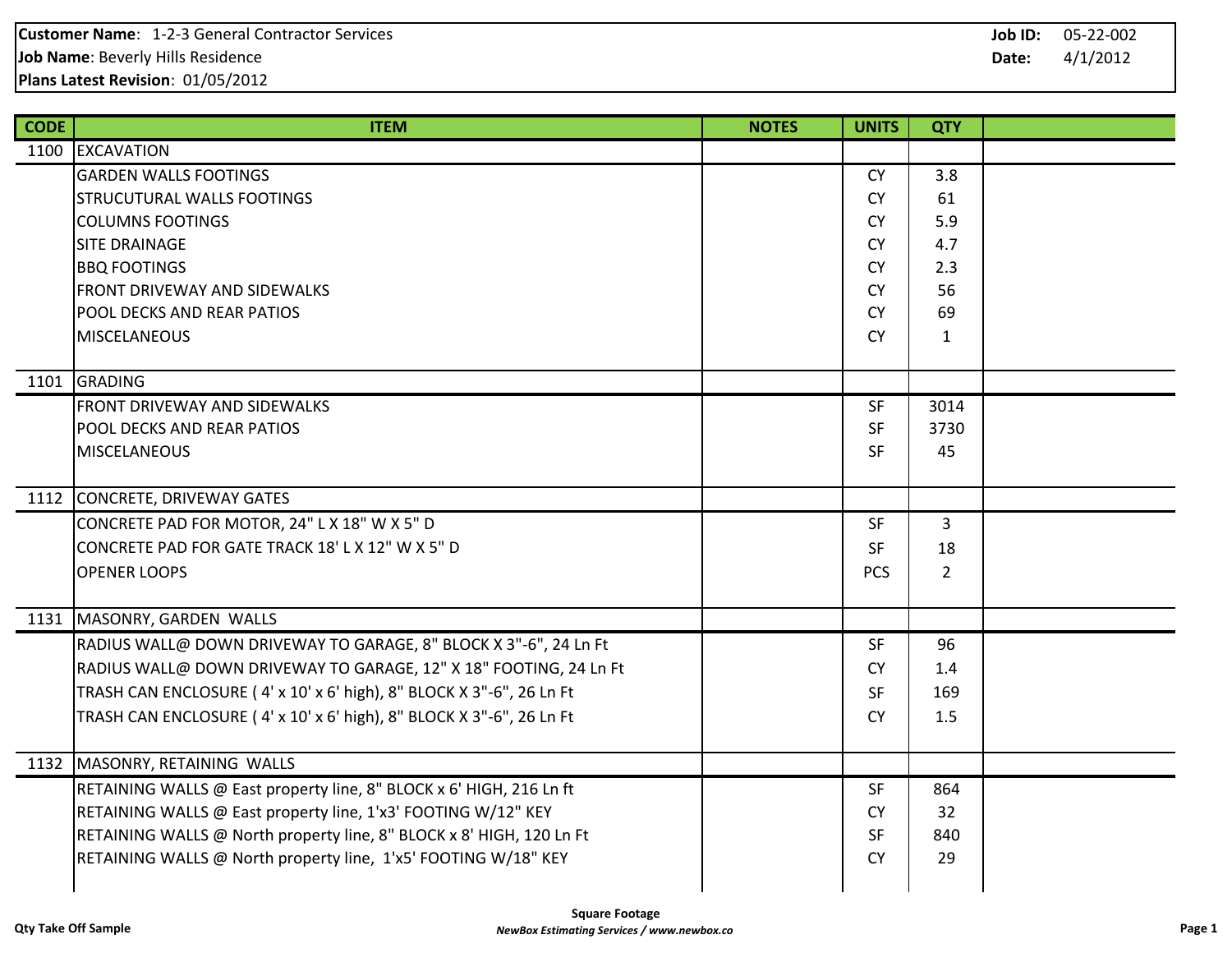**Customer Name**: 1-2-3 General Contractor Services
**Job Name**: Beverly Hills Residence
**Plans Latest Revision**: 01/05/2012

**Job ID:** 05-22-002
**Date:** 4/1/2012

| CODE | ITEM | NOTES | UNITS | QTY | |
|---|---|---|---|---|---|
| 1100 | EXCAVATION | | | | |
| | GARDEN WALLS FOOTINGS | | CY | 3.8 | |
| | STRUCUTURAL WALLS FOOTINGS | | CY | 61 | |
| | COLUMNS FOOTINGS | | CY | 5.9 | |
| | SITE DRAINAGE | | CY | 4.7 | |
| | BBQ FOOTINGS | | CY | 2.3 | |
| | FRONT DRIVEWAY AND SIDEWALKS | | CY | 56 | |
| | POOL DECKS AND REAR PATIOS | | CY | 69 | |
| | MISCELANEOUS | | CY | 1 | |
| 1101 | GRADING | | | | |
| | FRONT DRIVEWAY AND SIDEWALKS | | SF | 3014 | |
| | POOL DECKS AND REAR PATIOS | | SF | 3730 | |
| | MISCELANEOUS | | SF | 45 | |
| 1112 | CONCRETE, DRIVEWAY GATES | | | | |
| | CONCRETE PAD FOR MOTOR, 24" L X 18" W X 5" D | | SF | 3 | |
| | CONCRETE PAD FOR GATE TRACK 18' L X 12" W X 5" D | | SF | 18 | |
| | OPENER LOOPS | | PCS | 2 | |
| 1131 | MASONRY, GARDEN WALLS | | | | |
| | RADIUS WALL@ DOWN DRIVEWAY TO GARAGE, 8" BLOCK X 3"-6", 24 Ln Ft | | SF | 96 | |
| | RADIUS WALL@ DOWN DRIVEWAY TO GARAGE, 12" X 18" FOOTING, 24 Ln Ft | | CY | 1.4 | |
| | TRASH CAN ENCLOSURE ( 4' x 10' x 6' high), 8" BLOCK X 3"-6", 26 Ln Ft | | SF | 169 | |
| | TRASH CAN ENCLOSURE ( 4' x 10' x 6' high), 8" BLOCK X 3"-6", 26 Ln Ft | | CY | 1.5 | |
| 1132 | MASONRY, RETAINING WALLS | | | | |
| | RETAINING WALLS @ East property line, 8" BLOCK x 6' HIGH, 216 Ln ft | | SF | 864 | |
| | RETAINING WALLS @ East property line, 1'x3' FOOTING W/12" KEY | | CY | 32 | |
| | RETAINING WALLS @ North property line, 8" BLOCK x 8' HIGH, 120 Ln Ft | | SF | 840 | |
| | RETAINING WALLS @ North property line, 1'x5' FOOTING W/18" KEY | | CY | 29 | |

**Square Footage**
*NewBox Estimating Services / www.newbox.co*

**Qty Take Off Sample**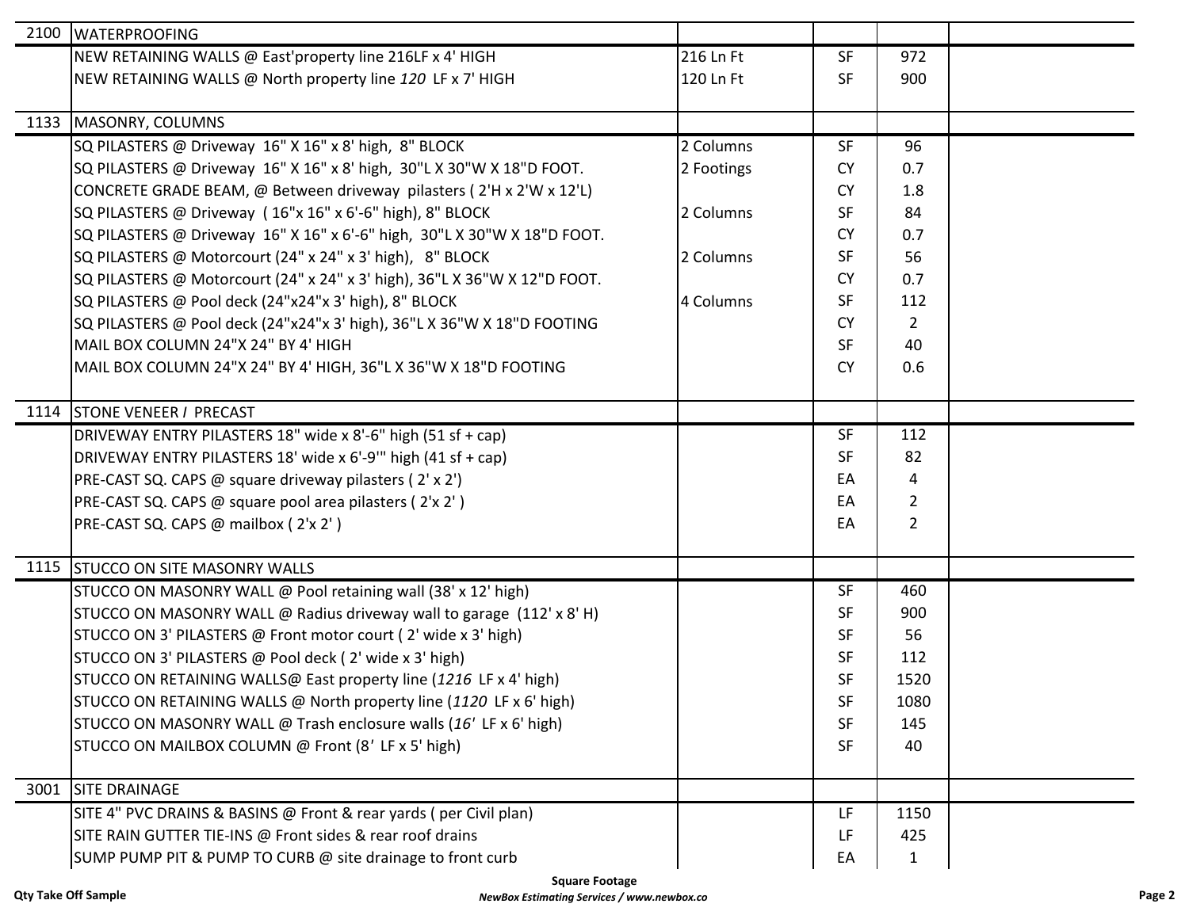| | | | | | |
|---|---|---|---|---|---|
| 2100 | WATERPROOFING | | | | |
| | NEW RETAINING WALLS @ East'property line 216LF x 4' HIGH | 216 Ln Ft | SF | 972 | |
| | NEW RETAINING WALLS @ North property line *120* LF x 7' HIGH | 120 Ln Ft | SF | 900 | |
| | | | | | |
| 1133 | MASONRY, COLUMNS | | | | |
| | SQ PILASTERS @ Driveway 16" X 16" x 8' high, 8" BLOCK | 2 Columns | SF | 96 | |
| | SQ PILASTERS @ Driveway 16" X 16" x 8' high, 30"L X 30"W X 18"D FOOT. | 2 Footings | CY | 0.7 | |
| | CONCRETE GRADE BEAM, @ Between driveway pilasters ( 2'H x 2'W x 12'L) | | CY | 1.8 | |
| | SQ PILASTERS @ Driveway ( 16"x 16" x 6'-6" high), 8" BLOCK | 2 Columns | SF | 84 | |
| | SQ PILASTERS @ Driveway 16" X 16" x 6'-6" high, 30"L X 30"W X 18"D FOOT. | | CY | 0.7 | |
| | SQ PILASTERS @ Motorcourt (24" x 24" x 3' high), 8" BLOCK | 2 Columns | SF | 56 | |
| | SQ PILASTERS @ Motorcourt (24" x 24" x 3' high), 36"L X 36"W X 12"D FOOT. | | CY | 0.7 | |
| | SQ PILASTERS @ Pool deck (24"x24"x 3' high), 8" BLOCK | 4 Columns | SF | 112 | |
| | SQ PILASTERS @ Pool deck (24"x24"x 3' high), 36"L X 36"W X 18"D FOOTING | | CY | 2 | |
| | MAIL BOX COLUMN 24"X 24" BY 4' HIGH | | SF | 40 | |
| | MAIL BOX COLUMN 24"X 24" BY 4' HIGH, 36"L X 36"W X 18"D FOOTING | | CY | 0.6 | |
| | | | | | |
| 1114 | STONE VENEER / PRECAST | | | | |
| | DRIVEWAY ENTRY PILASTERS 18" wide x 8'-6" high (51 sf + cap) | | SF | 112 | |
| | DRIVEWAY ENTRY PILASTERS 18' wide x 6'-9'" high (41 sf + cap) | | SF | 82 | |
| | PRE-CAST SQ. CAPS @ square driveway pilasters ( 2' x 2') | | EA | 4 | |
| | PRE-CAST SQ. CAPS @ square pool area pilasters ( 2'x 2' ) | | EA | 2 | |
| | PRE-CAST SQ. CAPS @ mailbox ( 2'x 2' ) | | EA | 2 | |
| | | | | | |
| 1115 | STUCCO ON SITE MASONRY WALLS | | | | |
| | STUCCO ON MASONRY WALL @ Pool retaining wall (38' x 12' high) | | SF | 460 | |
| | STUCCO ON MASONRY WALL @ Radius driveway wall to garage (112' x 8' H) | | SF | 900 | |
| | STUCCO ON 3' PILASTERS @ Front motor court ( 2' wide x 3' high) | | SF | 56 | |
| | STUCCO ON 3' PILASTERS @ Pool deck ( 2' wide x 3' high) | | SF | 112 | |
| | STUCCO ON RETAINING WALLS@ East property line (*1216* LF x 4' high) | | SF | 1520 | |
| | STUCCO ON RETAINING WALLS @ North property line (*1120* LF x 6' high) | | SF | 1080 | |
| | STUCCO ON MASONRY WALL @ Trash enclosure walls (*16'* LF x 6' high) | | SF | 145 | |
| | STUCCO ON MAILBOX COLUMN @ Front (*8'* LF x 5' high) | | SF | 40 | |
| | | | | | |
| 3001 | SITE DRAINAGE | | | | |
| | SITE 4" PVC DRAINS & BASINS @ Front & rear yards ( per Civil plan) | | LF | 1150 | |
| | SITE RAIN GUTTER TIE-INS @ Front sides & rear roof drains | | LF | 425 | |
| | SUMP PUMP PIT & PUMP TO CURB @ site drainage to front curb | | EA | 1 | |

**Square Footage**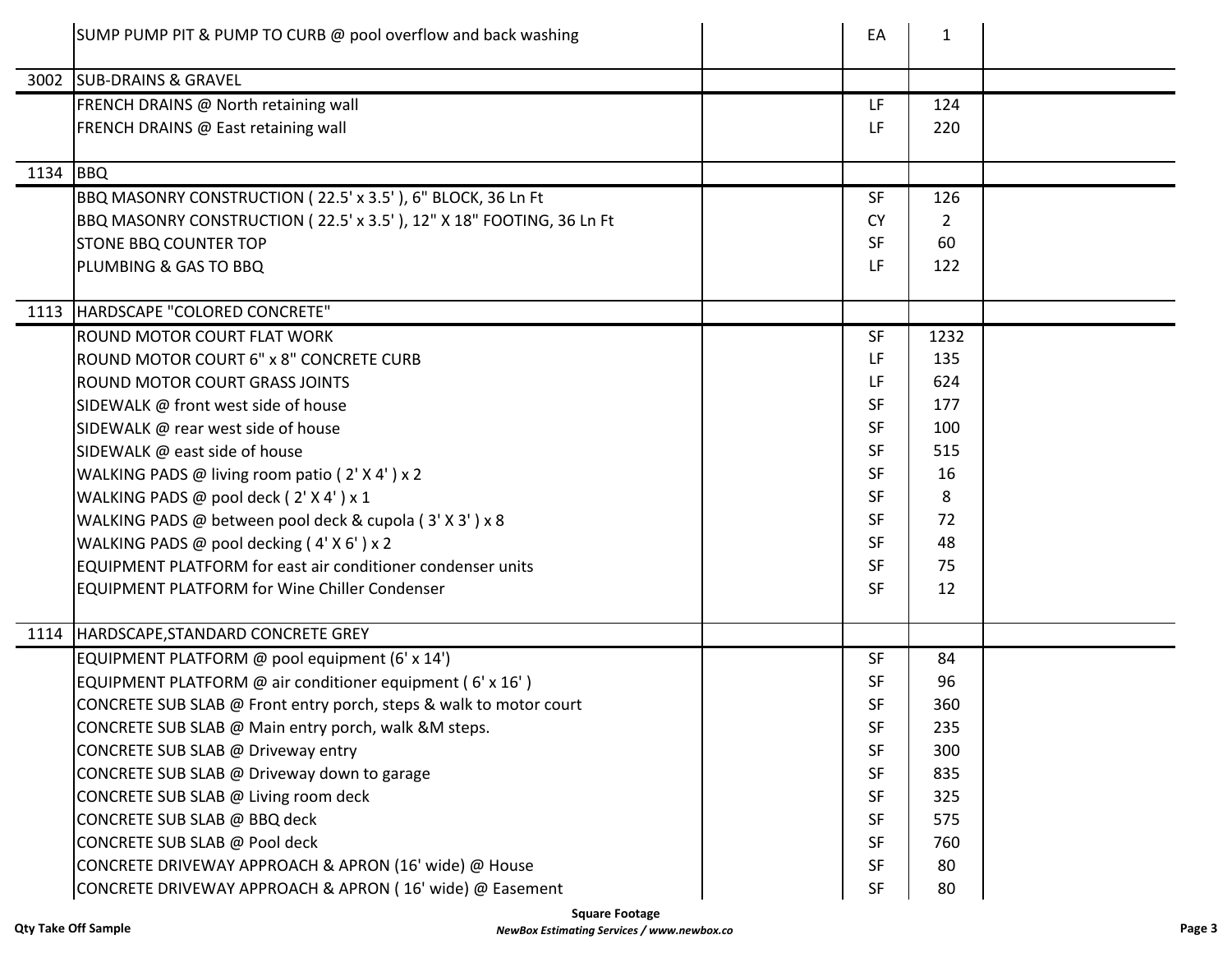| Code | Description | | Unit | Qty | |
|---|---|---|---|---|---|
| | SUMP PUMP PIT & PUMP TO CURB @ pool overflow and back washing | | EA | 1 | |
| 3002 | SUB-DRAINS & GRAVEL | | | | |
| | FRENCH DRAINS @ North retaining wall | | LF | 124 | |
| | FRENCH DRAINS @ East retaining wall | | LF | 220 | |
| 1134 | BBQ | | | | |
| | BBQ MASONRY CONSTRUCTION ( 22.5' x 3.5' ), 6" BLOCK, 36 Ln Ft | | SF | 126 | |
| | BBQ MASONRY CONSTRUCTION ( 22.5' x 3.5' ), 12" X 18" FOOTING, 36 Ln Ft | | CY | 2 | |
| | STONE BBQ COUNTER TOP | | SF | 60 | |
| | PLUMBING & GAS TO BBQ | | LF | 122 | |
| 1113 | HARDSCAPE "COLORED CONCRETE" | | | | |
| | ROUND MOTOR COURT FLAT WORK | | SF | 1232 | |
| | ROUND MOTOR COURT 6" x 8" CONCRETE CURB | | LF | 135 | |
| | ROUND MOTOR COURT GRASS JOINTS | | LF | 624 | |
| | SIDEWALK @ front west side of house | | SF | 177 | |
| | SIDEWALK @ rear west side of house | | SF | 100 | |
| | SIDEWALK @ east side of house | | SF | 515 | |
| | WALKING PADS @ living room patio ( 2' X 4' ) x 2 | | SF | 16 | |
| | WALKING PADS @ pool deck ( 2' X 4' ) x 1 | | SF | 8 | |
| | WALKING PADS @ between pool deck & cupola ( 3' X 3' ) x 8 | | SF | 72 | |
| | WALKING PADS @ pool decking ( 4' X 6' ) x 2 | | SF | 48 | |
| | EQUIPMENT PLATFORM for east air conditioner condenser units | | SF | 75 | |
| | EQUIPMENT PLATFORM for Wine Chiller Condenser | | SF | 12 | |
| 1114 | HARDSCAPE,STANDARD CONCRETE GREY | | | | |
| | EQUIPMENT PLATFORM @ pool equipment (6' x 14') | | SF | 84 | |
| | EQUIPMENT PLATFORM @ air conditioner equipment ( 6' x 16' ) | | SF | 96 | |
| | CONCRETE SUB SLAB @ Front entry porch, steps & walk to motor court | | SF | 360 | |
| | CONCRETE SUB SLAB @ Main entry porch, walk &M steps. | | SF | 235 | |
| | CONCRETE SUB SLAB @ Driveway entry | | SF | 300 | |
| | CONCRETE SUB SLAB @ Driveway down to garage | | SF | 835 | |
| | CONCRETE SUB SLAB @ Living room deck | | SF | 325 | |
| | CONCRETE SUB SLAB @ BBQ deck | | SF | 575 | |
| | CONCRETE SUB SLAB @ Pool deck | | SF | 760 | |
| | CONCRETE DRIVEWAY APPROACH & APRON (16' wide) @ House | | SF | 80 | |
| | CONCRETE DRIVEWAY APPROACH & APRON ( 16' wide) @ Easement | | SF | 80 | |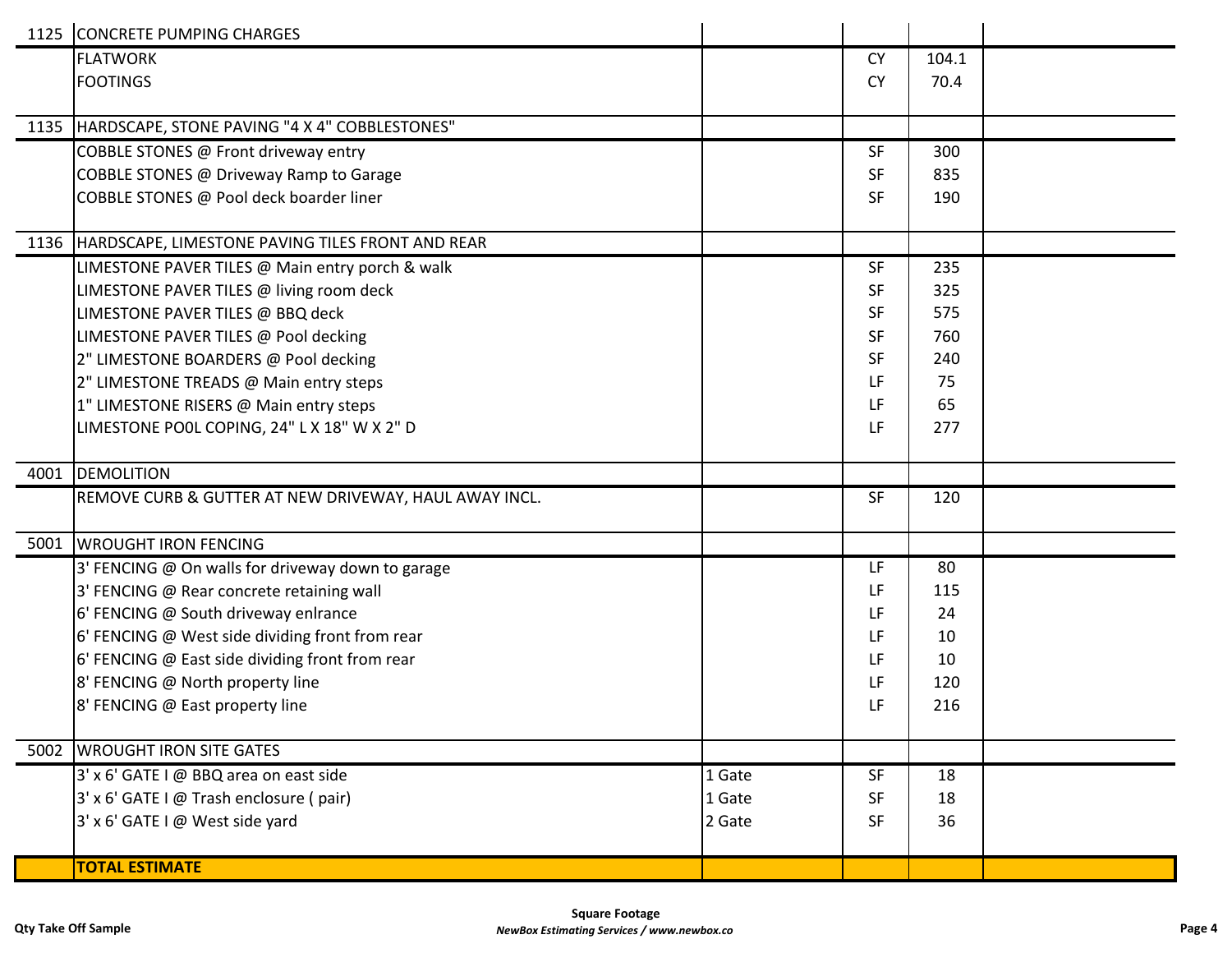| | | | | | |
|---|---|---|---|---|---|
| 1125 | CONCRETE PUMPING CHARGES | | | | |
| | FLATWORK | | CY | 104.1 | |
| | FOOTINGS | | CY | 70.4 | |
| | | | | | |
| 1135 | HARDSCAPE, STONE PAVING "4 X 4" COBBLESTONES" | | | | |
| | COBBLE STONES @ Front driveway entry | | SF | 300 | |
| | COBBLE STONES @ Driveway Ramp to Garage | | SF | 835 | |
| | COBBLE STONES @ Pool deck boarder liner | | SF | 190 | |
| | | | | | |
| 1136 | HARDSCAPE, LIMESTONE PAVING TILES FRONT AND REAR | | | | |
| | LIMESTONE PAVER TILES @ Main entry porch & walk | | SF | 235 | |
| | LIMESTONE PAVER TILES @ living room deck | | SF | 325 | |
| | LIMESTONE PAVER TILES @ BBQ deck | | SF | 575 | |
| | LIMESTONE PAVER TILES @ Pool decking | | SF | 760 | |
| | 2" LIMESTONE BOARDERS @ Pool decking | | SF | 240 | |
| | 2" LIMESTONE TREADS @ Main entry steps | | LF | 75 | |
| | 1" LIMESTONE RISERS @ Main entry steps | | LF | 65 | |
| | LIMESTONE POOL COPING, 24" L X 18" W X 2" D | | LF | 277 | |
| | | | | | |
| 4001 | DEMOLITION | | | | |
| | REMOVE CURB & GUTTER AT NEW DRIVEWAY, HAUL AWAY INCL. | | SF | 120 | |
| | | | | | |
| 5001 | WROUGHT IRON FENCING | | | | |
| | 3' FENCING @ On walls for driveway down to garage | | LF | 80 | |
| | 3' FENCING @ Rear concrete retaining wall | | LF | 115 | |
| | 6' FENCING @ South driveway enlrance | | LF | 24 | |
| | 6' FENCING @ West side dividing front from rear | | LF | 10 | |
| | 6' FENCING @ East side dividing front from rear | | LF | 10 | |
| | 8' FENCING @ North property line | | LF | 120 | |
| | 8' FENCING @ East property line | | LF | 216 | |
| | | | | | |
| 5002 | WROUGHT IRON SITE GATES | | | | |
| | 3' x 6' GATE I @ BBQ area on east side | 1 Gate | SF | 18 | |
| | 3' x 6' GATE I @ Trash enclosure ( pair) | 1 Gate | SF | 18 | |
| | 3' x 6' GATE I @ West side yard | 2 Gate | SF | 36 | |
| | | | | | |
| | **TOTAL ESTIMATE** | | | | |

**Qty Take Off Sample**

**Square Footage**
***NewBox Estimating Services / www.newbox.co***